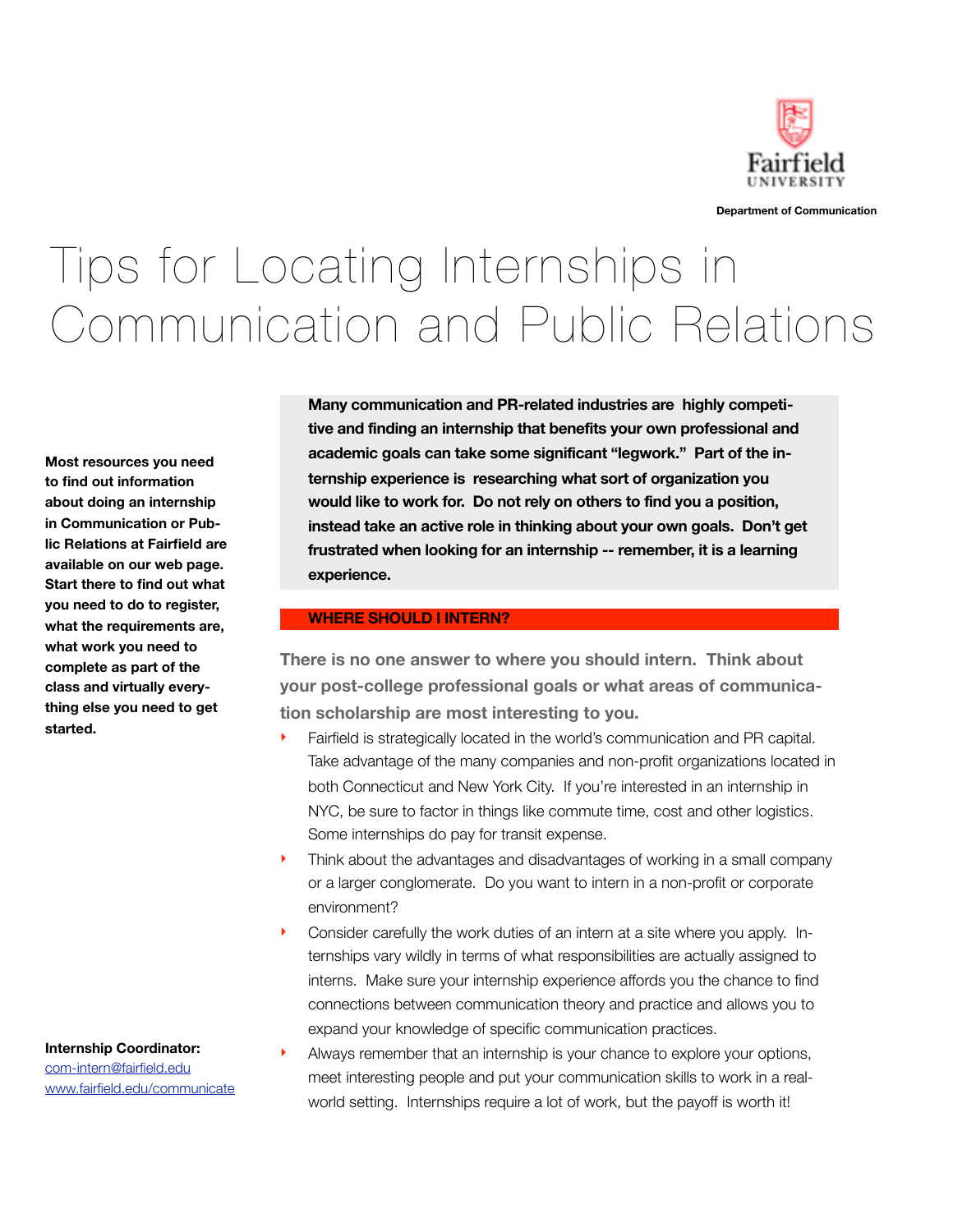Department of Communication

# Tips for Locating Internships in Communication and Public Relations

**Most resources you need to find out information about doing an internship in Communication or Public Relations at Fairfield are available on our web page. Start there to find out what you need to do to register, what the requirements are, what work you need to complete as part of the class and virtually everything else you need to get started.**

**Many communication and PR-related industries are highly competitive and finding an internship that benefits your own professional and academic goals can take some significant "legwork." Part of the internship experience is researching what sort of organization you would like to work for. Do not rely on others to find you a position, instead take an active role in thinking about your own goals. Don't get frustrated when looking for an internship -- remember, it is a learning experience.**

## WHERE SHOULD I INTERN?

**There is no one answer to where you should intern. Think about your post-college professional goals or what areas of communication scholarship are most interesting to you.**

- Fairfield is strategically located in the world's communication and PR capital. Take advantage of the many companies and non-profit organizations located in both Connecticut and New York City. If you're interested in an internship in NYC, be sure to factor in things like commute time, cost and other logistics. Some internships do pay for transit expense.
- Think about the advantages and disadvantages of working in a small company or a larger conglomerate. Do you want to intern in a non-profit or corporate environment?
- Consider carefully the work duties of an intern at a site where you apply. Internships vary wildly in terms of what responsibilities are actually assigned to interns. Make sure your internship experience affords you the chance to find connections between communication theory and practice and allows you to expand your knowledge of specific communication practices.
- Always remember that an internship is your chance to explore your options, meet interesting people and put your communication skills to work in a real-world setting. Internships require a lot of work, but the payoff is worth it!

**Internship Coordinator:**
com-intern@fairfield.edu
www.fairfield.edu/communicate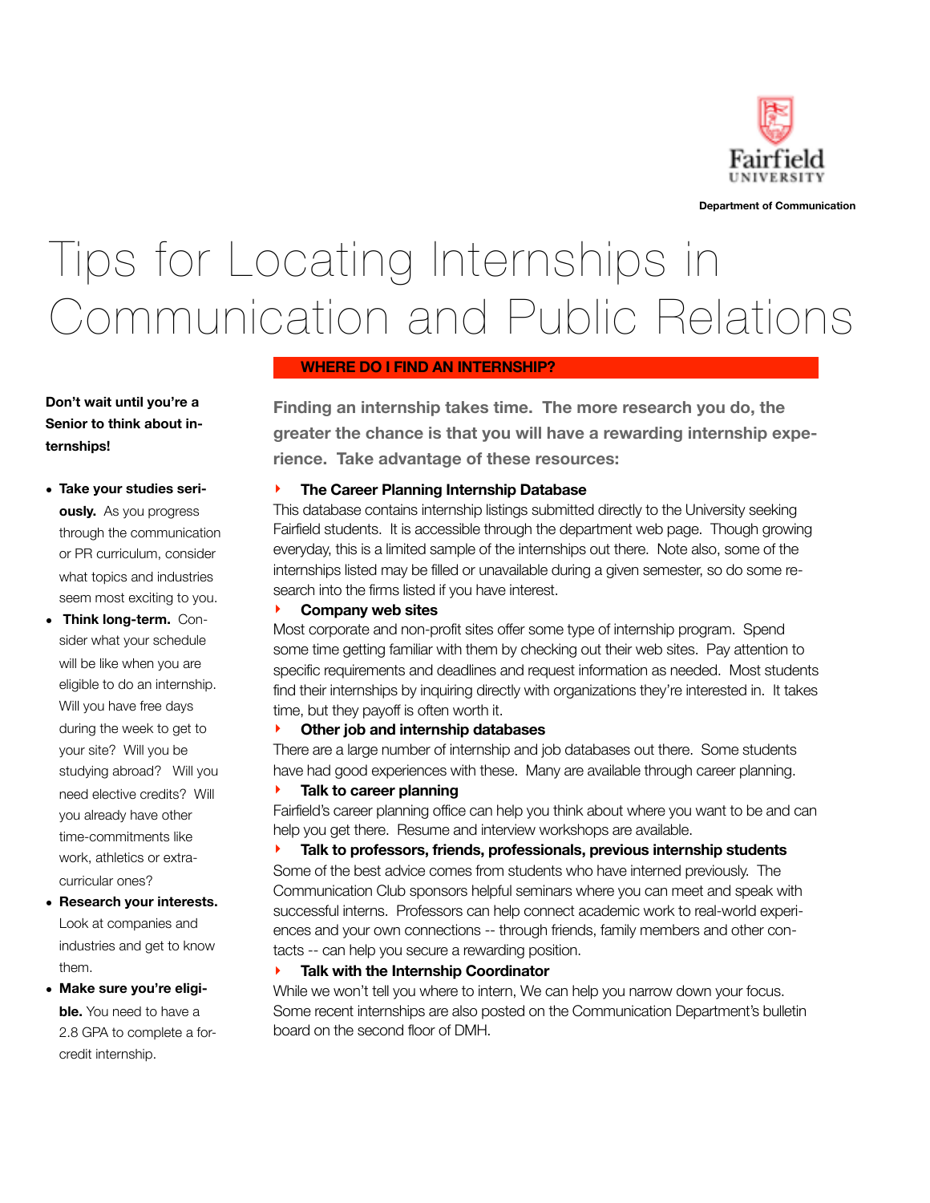Fairfield University

Department of Communication

# Tips for Locating Internships in Communication and Public Relations

**Don't wait until you're a Senior to think about internships!**

- **Take your studies seriously.** As you progress through the communication or PR curriculum, consider what topics and industries seem most exciting to you.
- **Think long-term.** Consider what your schedule will be like when you are eligible to do an internship. Will you have free days during the week to get to your site? Will you be studying abroad? Will you need elective credits? Will you already have other time-commitments like work, athletics or extra-curricular ones?
- **Research your interests.** Look at companies and industries and get to know them.
- **Make sure you're eligible.** You need to have a 2.8 GPA to complete a for-credit internship.

## WHERE DO I FIND AN INTERNSHIP?

**Finding an internship takes time. The more research you do, the greater the chance is that you will have a rewarding internship experience. Take advantage of these resources:**

**The Career Planning Internship Database**

This database contains internship listings submitted directly to the University seeking Fairfield students. It is accessible through the department web page. Though growing everyday, this is a limited sample of the internships out there. Note also, some of the internships listed may be filled or unavailable during a given semester, so do some research into the firms listed if you have interest.

**Company web sites**

Most corporate and non-profit sites offer some type of internship program. Spend some time getting familiar with them by checking out their web sites. Pay attention to specific requirements and deadlines and request information as needed. Most students find their internships by inquiring directly with organizations they're interested in. It takes time, but they payoff is often worth it.

**Other job and internship databases**

There are a large number of internship and job databases out there. Some students have had good experiences with these. Many are available through career planning.

**Talk to career planning**

Fairfield's career planning office can help you think about where you want to be and can help you get there. Resume and interview workshops are available.

**Talk to professors, friends, professionals, previous internship students**

Some of the best advice comes from students who have interned previously. The Communication Club sponsors helpful seminars where you can meet and speak with successful interns. Professors can help connect academic work to real-world experiences and your own connections -- through friends, family members and other contacts -- can help you secure a rewarding position.

**Talk with the Internship Coordinator**

While we won't tell you where to intern, We can help you narrow down your focus. Some recent internships are also posted on the Communication Department's bulletin board on the second floor of DMH.